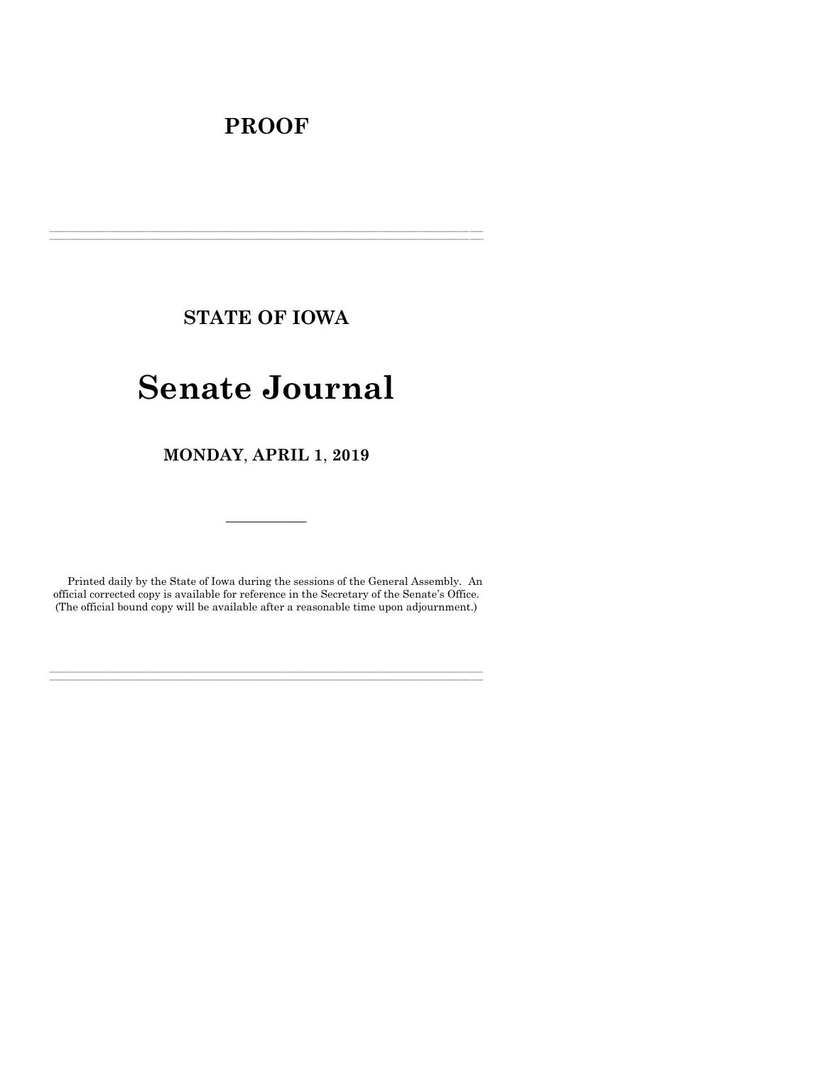# PROOF

---

## STATE OF IOWA

# Senate Journal

## MONDAY, APRIL 1, 2019

---

Printed daily by the State of Iowa during the sessions of the General Assembly. An official corrected copy is available for reference in the Secretary of the Senate's Office. (The official bound copy will be available after a reasonable time upon adjournment.)

---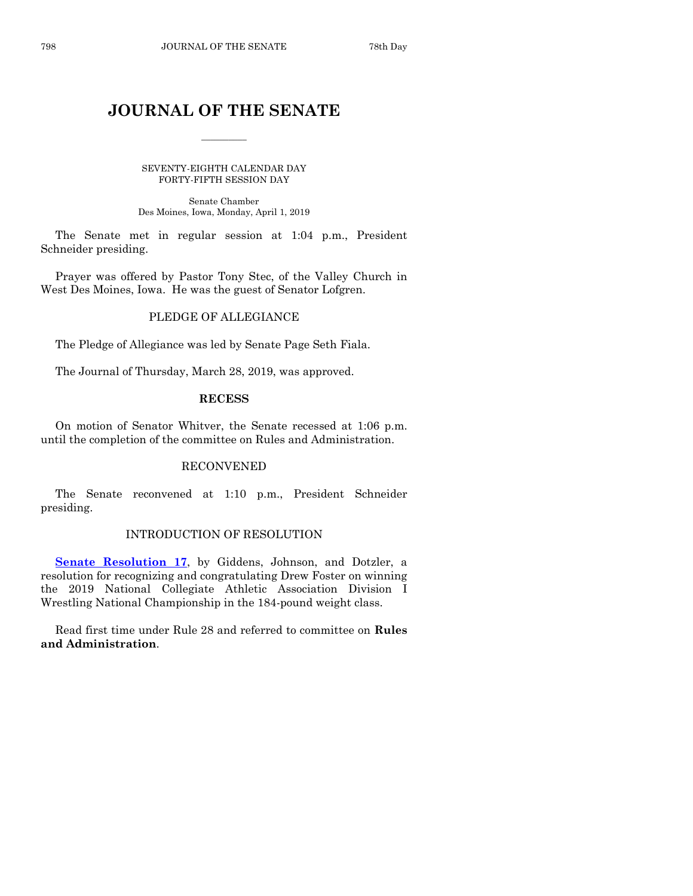# JOURNAL OF THE SENATE

SEVENTY-EIGHTH CALENDAR DAY
FORTY-FIFTH SESSION DAY

Senate Chamber
Des Moines, Iowa, Monday, April 1, 2019

The Senate met in regular session at 1:04 p.m., President Schneider presiding.

Prayer was offered by Pastor Tony Stec, of the Valley Church in West Des Moines, Iowa. He was the guest of Senator Lofgren.

## PLEDGE OF ALLEGIANCE

The Pledge of Allegiance was led by Senate Page Seth Fiala.

The Journal of Thursday, March 28, 2019, was approved.

## RECESS

On motion of Senator Whitver, the Senate recessed at 1:06 p.m. until the completion of the committee on Rules and Administration.

## RECONVENED

The Senate reconvened at 1:10 p.m., President Schneider presiding.

## INTRODUCTION OF RESOLUTION

**Senate Resolution 17**, by Giddens, Johnson, and Dotzler, a resolution for recognizing and congratulating Drew Foster on winning the 2019 National Collegiate Athletic Association Division I Wrestling National Championship in the 184-pound weight class.

Read first time under Rule 28 and referred to committee on **Rules and Administration**.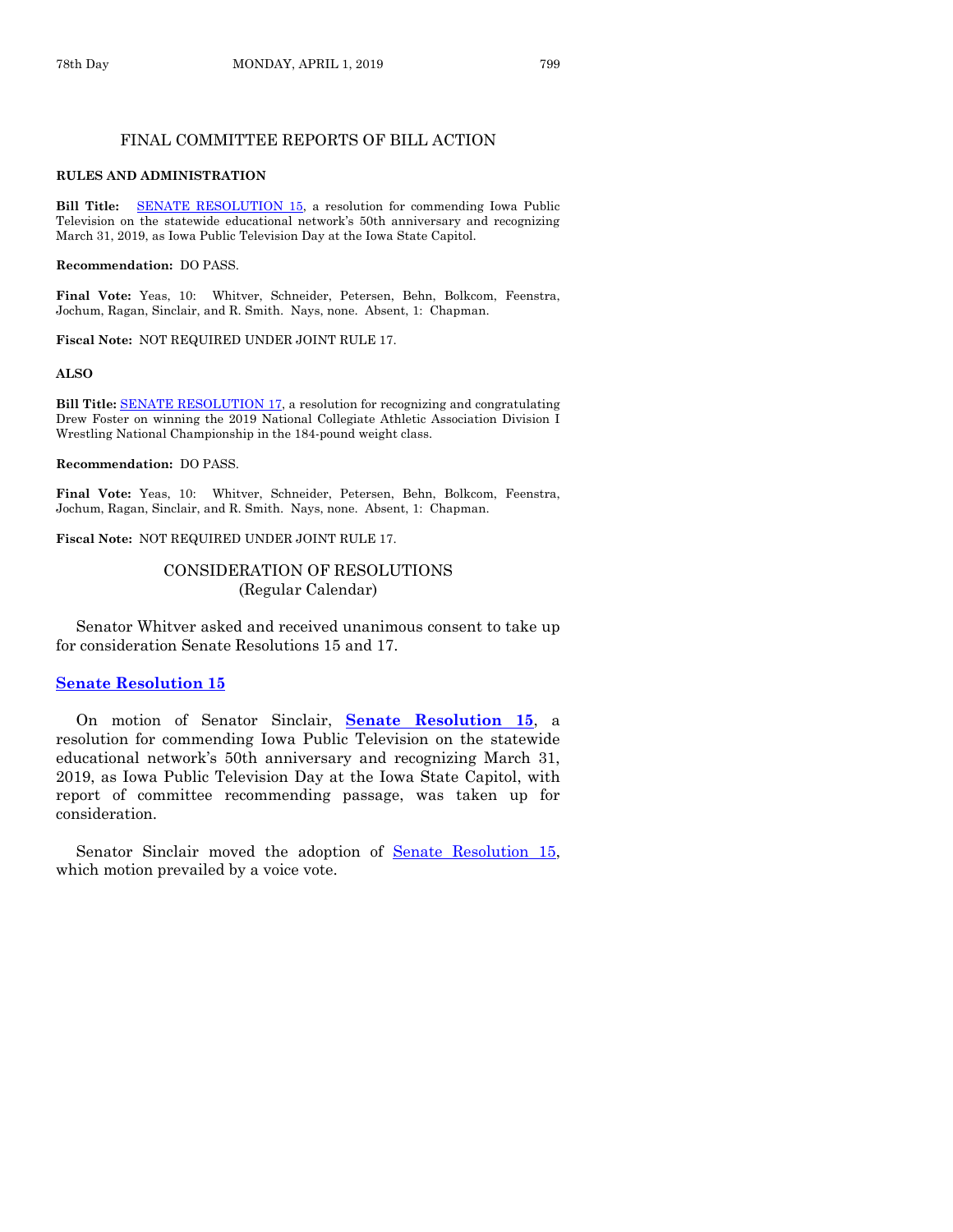## FINAL COMMITTEE REPORTS OF BILL ACTION

**RULES AND ADMINISTRATION**

**Bill Title:** SENATE RESOLUTION 15, a resolution for commending Iowa Public Television on the statewide educational network's 50th anniversary and recognizing March 31, 2019, as Iowa Public Television Day at the Iowa State Capitol.

**Recommendation:** DO PASS.

**Final Vote:** Yeas, 10: Whitver, Schneider, Petersen, Behn, Bolkcom, Feenstra, Jochum, Ragan, Sinclair, and R. Smith. Nays, none. Absent, 1: Chapman.

**Fiscal Note:** NOT REQUIRED UNDER JOINT RULE 17.

**ALSO**

**Bill Title:** SENATE RESOLUTION 17, a resolution for recognizing and congratulating Drew Foster on winning the 2019 National Collegiate Athletic Association Division I Wrestling National Championship in the 184-pound weight class.

**Recommendation:** DO PASS.

**Final Vote:** Yeas, 10: Whitver, Schneider, Petersen, Behn, Bolkcom, Feenstra, Jochum, Ragan, Sinclair, and R. Smith. Nays, none. Absent, 1: Chapman.

**Fiscal Note:** NOT REQUIRED UNDER JOINT RULE 17.

## CONSIDERATION OF RESOLUTIONS
(Regular Calendar)

Senator Whitver asked and received unanimous consent to take up for consideration Senate Resolutions 15 and 17.

### Senate Resolution 15

On motion of Senator Sinclair, **Senate Resolution 15**, a resolution for commending Iowa Public Television on the statewide educational network's 50th anniversary and recognizing March 31, 2019, as Iowa Public Television Day at the Iowa State Capitol, with report of committee recommending passage, was taken up for consideration.

Senator Sinclair moved the adoption of Senate Resolution 15, which motion prevailed by a voice vote.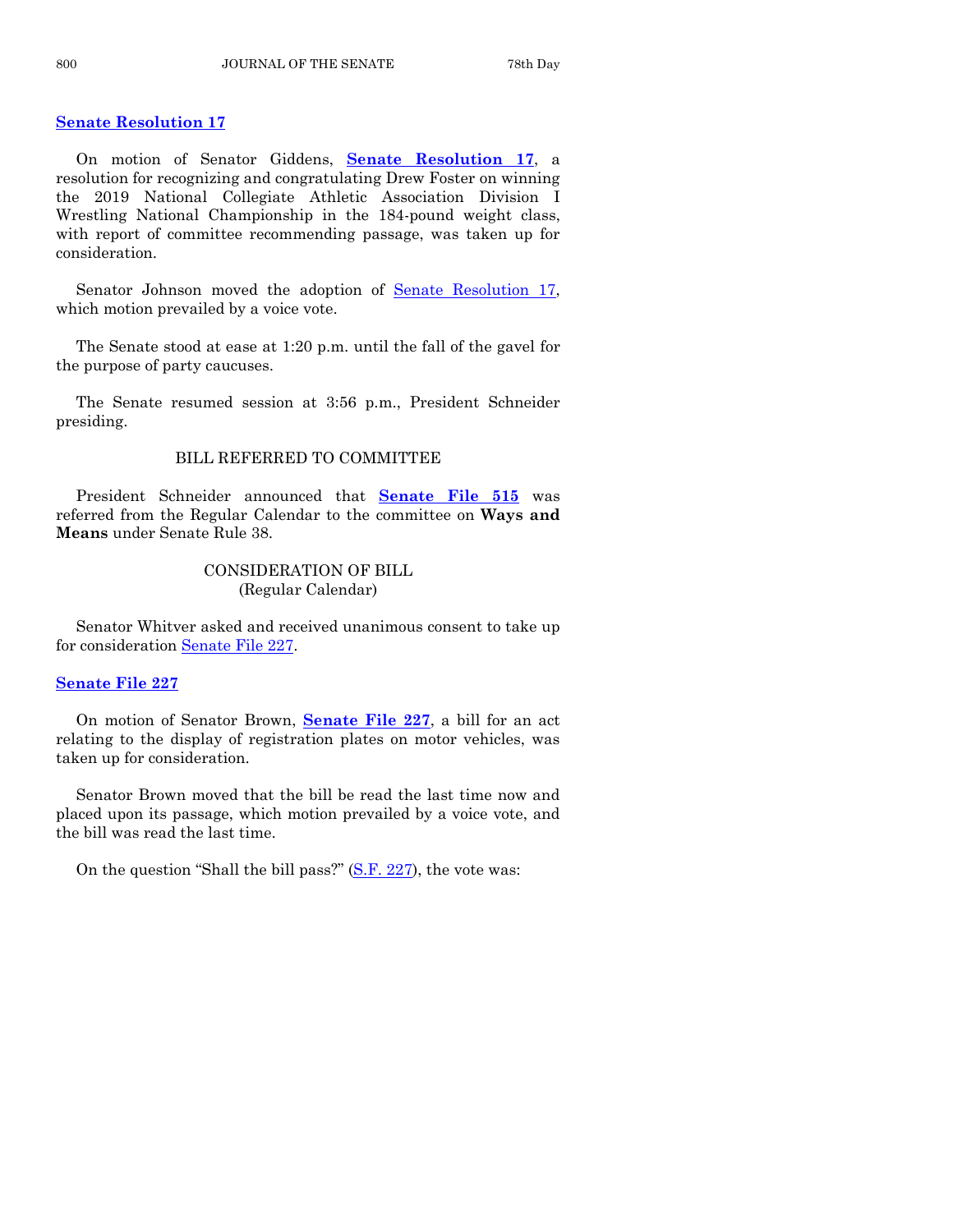**Senate Resolution 17**

On motion of Senator Giddens, **Senate Resolution 17**, a resolution for recognizing and congratulating Drew Foster on winning the 2019 National Collegiate Athletic Association Division I Wrestling National Championship in the 184-pound weight class, with report of committee recommending passage, was taken up for consideration.

Senator Johnson moved the adoption of Senate Resolution 17, which motion prevailed by a voice vote.

The Senate stood at ease at 1:20 p.m. until the fall of the gavel for the purpose of party caucuses.

The Senate resumed session at 3:56 p.m., President Schneider presiding.

BILL REFERRED TO COMMITTEE

President Schneider announced that **Senate File 515** was referred from the Regular Calendar to the committee on **Ways and Means** under Senate Rule 38.

CONSIDERATION OF BILL
(Regular Calendar)

Senator Whitver asked and received unanimous consent to take up for consideration Senate File 227.

**Senate File 227**

On motion of Senator Brown, **Senate File 227**, a bill for an act relating to the display of registration plates on motor vehicles, was taken up for consideration.

Senator Brown moved that the bill be read the last time now and placed upon its passage, which motion prevailed by a voice vote, and the bill was read the last time.

On the question "Shall the bill pass?" (S.F. 227), the vote was: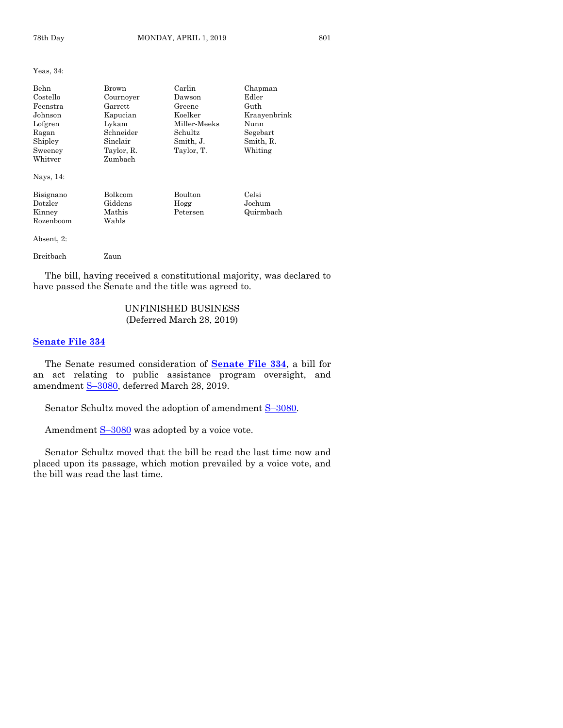Yeas, 34:

| | | | |
|---|---|---|---|
| Behn | Brown | Carlin | Chapman |
| Costello | Cournoyer | Dawson | Edler |
| Feenstra | Garrett | Greene | Guth |
| Johnson | Kapucian | Koelker | Kraayenbrink |
| Lofgren | Lykam | Miller-Meeks | Nunn |
| Ragan | Schneider | Schultz | Segebart |
| Shipley | Sinclair | Smith, J. | Smith, R. |
| Sweeney | Taylor, R. | Taylor, T. | Whiting |
| Whitver | Zumbach | | |

Nays, 14:

| | | | |
|---|---|---|---|
| Bisignano | Bolkcom | Boulton | Celsi |
| Dotzler | Giddens | Hogg | Jochum |
| Kinney | Mathis | Petersen | Quirmbach |
| Rozenboom | Wahls | | |

Absent, 2:

| | |
|---|---|
| Breitbach | Zaun |

The bill, having received a constitutional majority, was declared to have passed the Senate and the title was agreed to.

## UNFINISHED BUSINESS
(Deferred March 28, 2019)

**Senate File 334**

The Senate resumed consideration of **Senate File 334**, a bill for an act relating to public assistance program oversight, and amendment S–3080, deferred March 28, 2019.

Senator Schultz moved the adoption of amendment S–3080.

Amendment S–3080 was adopted by a voice vote.

Senator Schultz moved that the bill be read the last time now and placed upon its passage, which motion prevailed by a voice vote, and the bill was read the last time.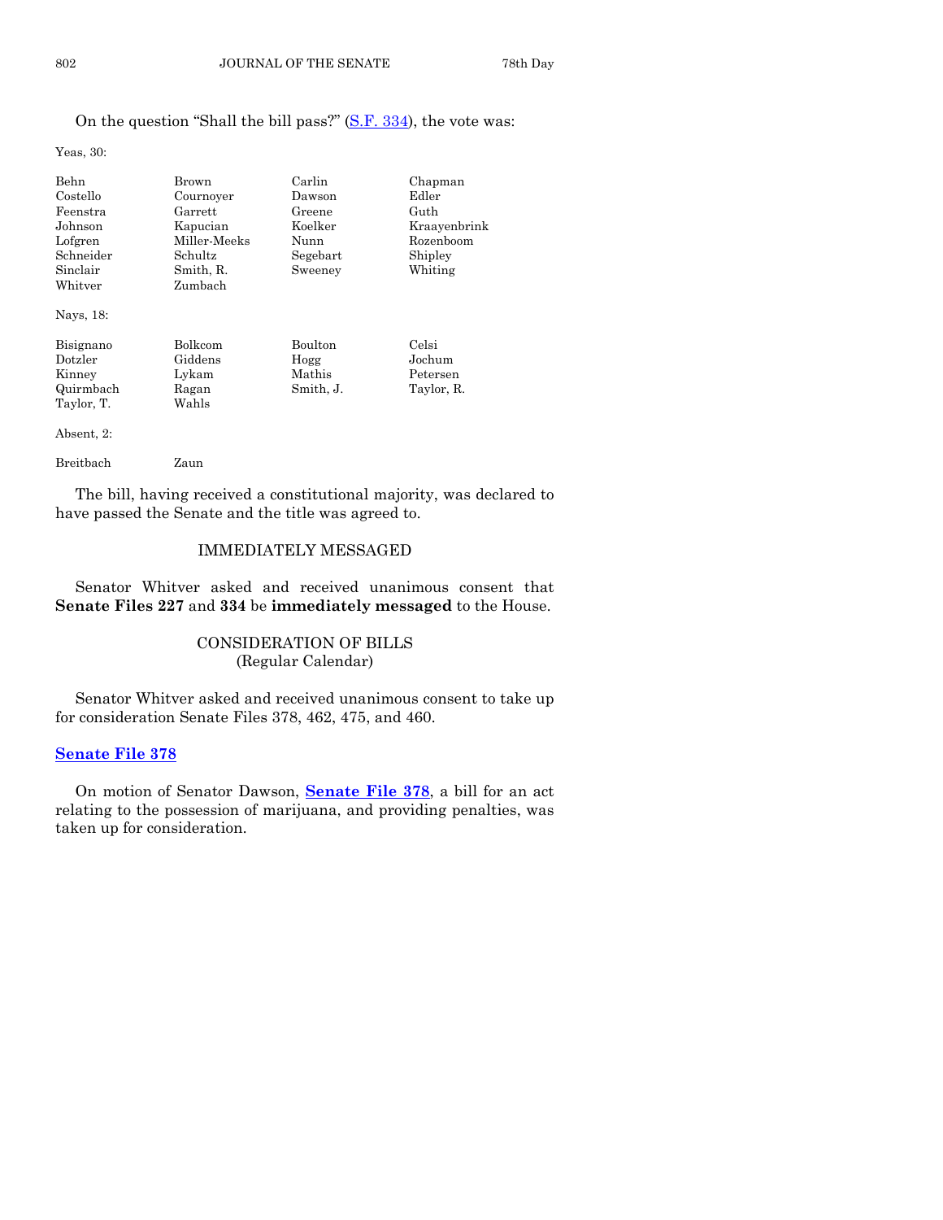On the question "Shall the bill pass?" (S.F. 334), the vote was:

Yeas, 30:

| | | | |
|---|---|---|---|
| Behn | Brown | Carlin | Chapman |
| Costello | Cournoyer | Dawson | Edler |
| Feenstra | Garrett | Greene | Guth |
| Johnson | Kapucian | Koelker | Kraayenbrink |
| Lofgren | Miller-Meeks | Nunn | Rozenboom |
| Schneider | Schultz | Segebart | Shipley |
| Sinclair | Smith, R. | Sweeney | Whiting |
| Whitver | Zumbach | | |

Nays, 18:

| | | | |
|---|---|---|---|
| Bisignano | Bolkcom | Boulton | Celsi |
| Dotzler | Giddens | Hogg | Jochum |
| Kinney | Lykam | Mathis | Petersen |
| Quirmbach | Ragan | Smith, J. | Taylor, R. |
| Taylor, T. | Wahls | | |

Absent, 2:

| | |
|---|---|
| Breitbach | Zaun |

The bill, having received a constitutional majority, was declared to have passed the Senate and the title was agreed to.

## IMMEDIATELY MESSAGED

Senator Whitver asked and received unanimous consent that **Senate Files 227** and **334** be **immediately messaged** to the House.

## CONSIDERATION OF BILLS
(Regular Calendar)

Senator Whitver asked and received unanimous consent to take up for consideration Senate Files 378, 462, 475, and 460.

### Senate File 378

On motion of Senator Dawson, **Senate File 378**, a bill for an act relating to the possession of marijuana, and providing penalties, was taken up for consideration.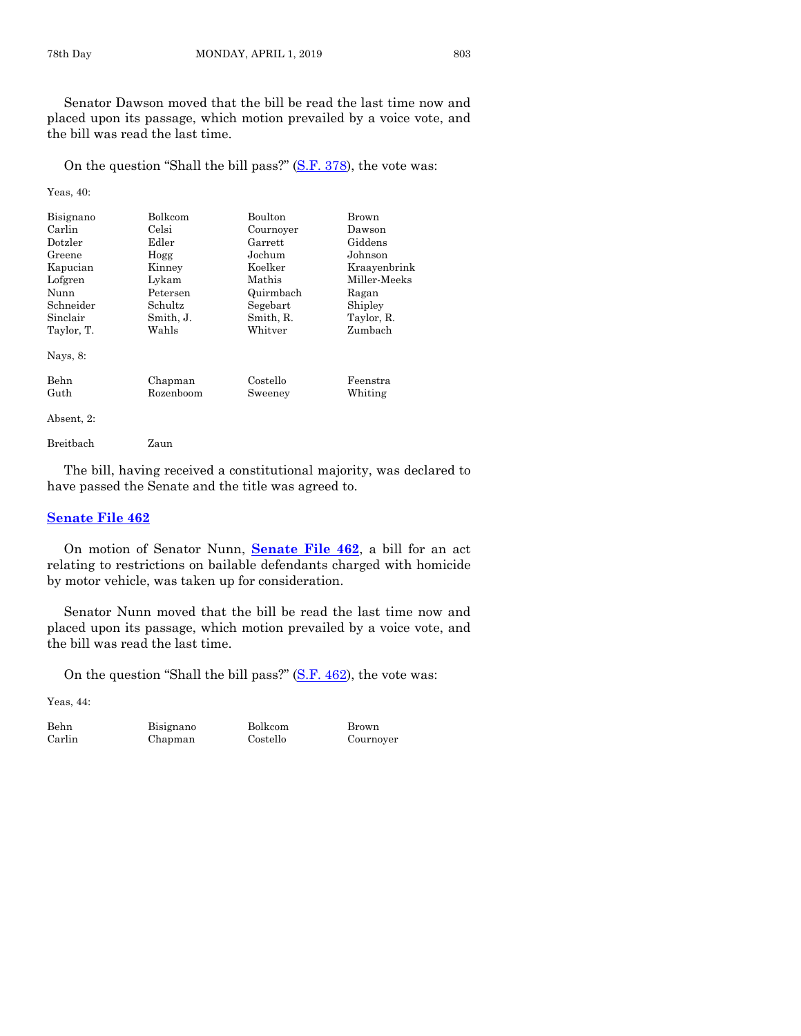Senator Dawson moved that the bill be read the last time now and placed upon its passage, which motion prevailed by a voice vote, and the bill was read the last time.

On the question "Shall the bill pass?" (S.F. 378), the vote was:

Yeas, 40:

| | | | |
|---|---|---|---|
| Bisignano | Bolkcom | Boulton | Brown |
| Carlin | Celsi | Cournoyer | Dawson |
| Dotzler | Edler | Garrett | Giddens |
| Greene | Hogg | Jochum | Johnson |
| Kapucian | Kinney | Koelker | Kraayenbrink |
| Lofgren | Lykam | Mathis | Miller-Meeks |
| Nunn | Petersen | Quirmbach | Ragan |
| Schneider | Schultz | Segebart | Shipley |
| Sinclair | Smith, J. | Smith, R. | Taylor, R. |
| Taylor, T. | Wahls | Whitver | Zumbach |

Nays, 8:

| | | | |
|---|---|---|---|
| Behn | Chapman | Costello | Feenstra |
| Guth | Rozenboom | Sweeney | Whiting |

Absent, 2:

| | |
|---|---|
| Breitbach | Zaun |

The bill, having received a constitutional majority, was declared to have passed the Senate and the title was agreed to.

## Senate File 462

On motion of Senator Nunn, **Senate File 462**, a bill for an act relating to restrictions on bailable defendants charged with homicide by motor vehicle, was taken up for consideration.

Senator Nunn moved that the bill be read the last time now and placed upon its passage, which motion prevailed by a voice vote, and the bill was read the last time.

On the question "Shall the bill pass?" (S.F. 462), the vote was:

Yeas, 44:

| | | | |
|---|---|---|---|
| Behn | Bisignano | Bolkcom | Brown |
| Carlin | Chapman | Costello | Cournoyer |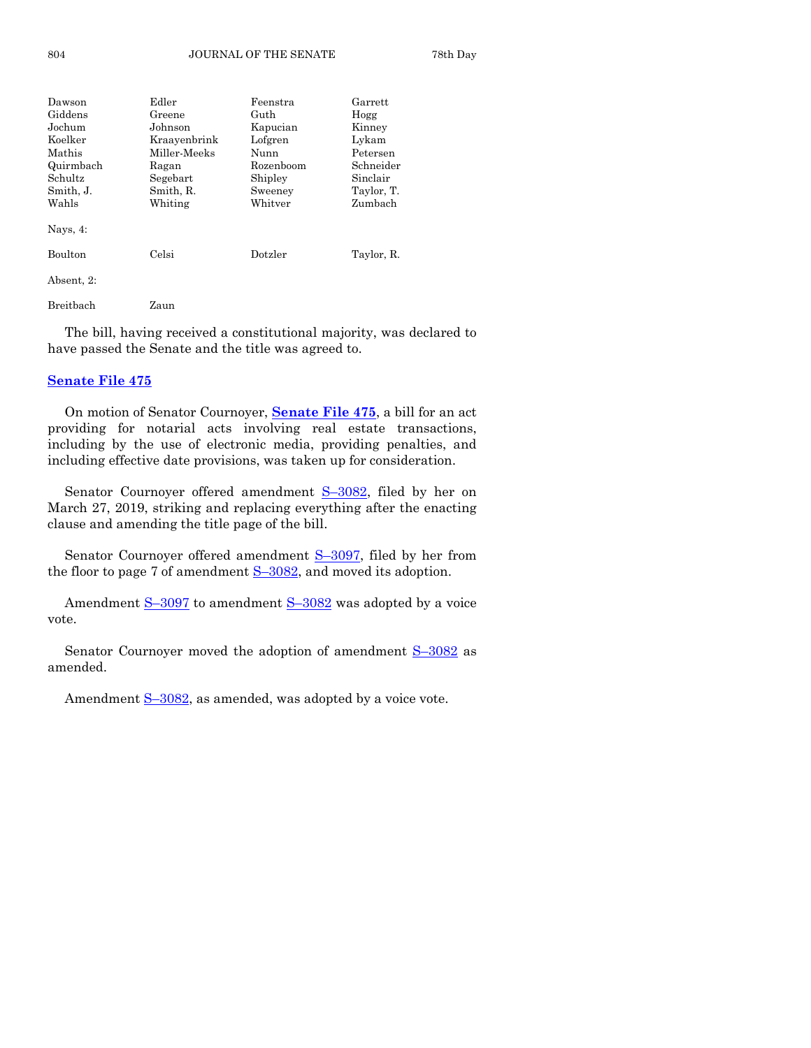| Dawson | Edler | Feenstra | Garrett |
| --- | --- | --- | --- |
| Giddens | Greene | Guth | Hogg |
| Jochum | Johnson | Kapucian | Kinney |
| Koelker | Kraayenbrink | Lofgren | Lykam |
| Mathis | Miller-Meeks | Nunn | Petersen |
| Quirmbach | Ragan | Rozenboom | Schneider |
| Schultz | Segebart | Shipley | Sinclair |
| Smith, J. | Smith, R. | Sweeney | Taylor, T. |
| Wahls | Whiting | Whitver | Zumbach |

Nays, 4:

| Boulton | Celsi | Dotzler | Taylor, R. |
| --- | --- | --- | --- |

Absent, 2:

| Breitbach | Zaun |
| --- | --- |

The bill, having received a constitutional majority, was declared to have passed the Senate and the title was agreed to.

## Senate File 475

On motion of Senator Cournoyer, **Senate File 475**, a bill for an act providing for notarial acts involving real estate transactions, including by the use of electronic media, providing penalties, and including effective date provisions, was taken up for consideration.

Senator Cournoyer offered amendment S–3082, filed by her on March 27, 2019, striking and replacing everything after the enacting clause and amending the title page of the bill.

Senator Cournoyer offered amendment S–3097, filed by her from the floor to page 7 of amendment S–3082, and moved its adoption.

Amendment S–3097 to amendment S–3082 was adopted by a voice vote.

Senator Cournoyer moved the adoption of amendment S–3082 as amended.

Amendment S–3082, as amended, was adopted by a voice vote.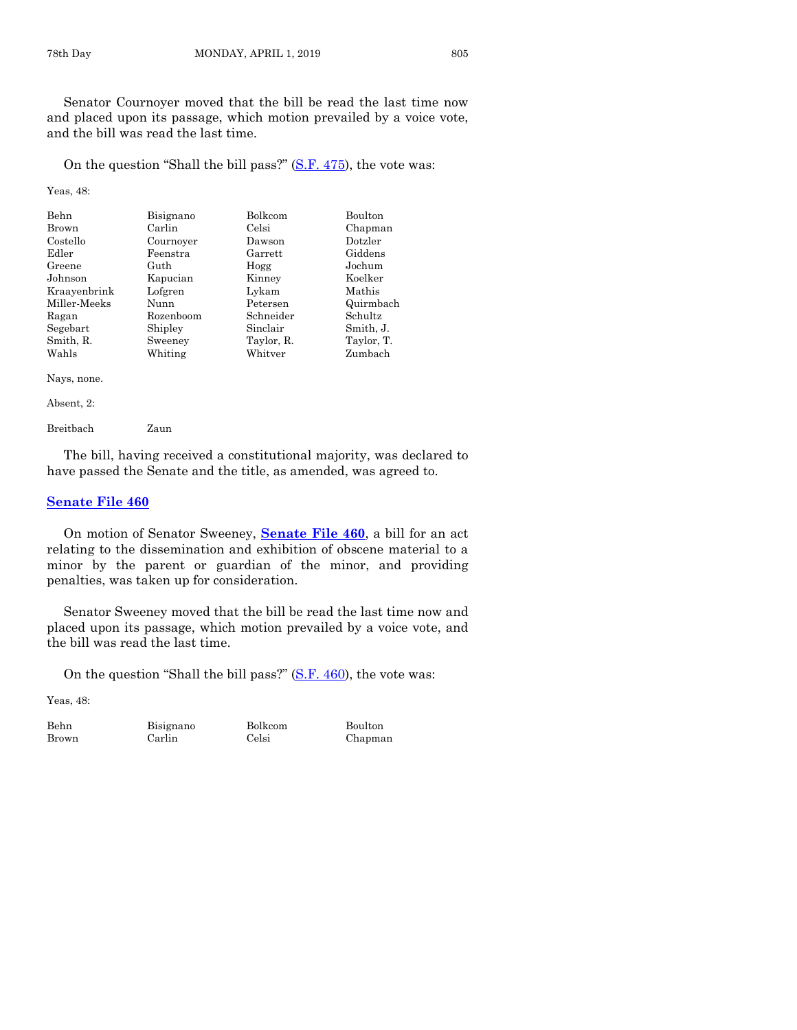Senator Cournoyer moved that the bill be read the last time now and placed upon its passage, which motion prevailed by a voice vote, and the bill was read the last time.

On the question "Shall the bill pass?" (S.F. 475), the vote was:

Yeas, 48:

| | | | |
|---|---|---|---|
| Behn | Bisignano | Bolkcom | Boulton |
| Brown | Carlin | Celsi | Chapman |
| Costello | Cournoyer | Dawson | Dotzler |
| Edler | Feenstra | Garrett | Giddens |
| Greene | Guth | Hogg | Jochum |
| Johnson | Kapucian | Kinney | Koelker |
| Kraayenbrink | Lofgren | Lykam | Mathis |
| Miller-Meeks | Nunn | Petersen | Quirmbach |
| Ragan | Rozenboom | Schneider | Schultz |
| Segebart | Shipley | Sinclair | Smith, J. |
| Smith, R. | Sweeney | Taylor, R. | Taylor, T. |
| Wahls | Whiting | Whitver | Zumbach |

Nays, none.

Absent, 2:

| | |
|---|---|
| Breitbach | Zaun |

The bill, having received a constitutional majority, was declared to have passed the Senate and the title, as amended, was agreed to.

## Senate File 460

On motion of Senator Sweeney, **Senate File 460**, a bill for an act relating to the dissemination and exhibition of obscene material to a minor by the parent or guardian of the minor, and providing penalties, was taken up for consideration.

Senator Sweeney moved that the bill be read the last time now and placed upon its passage, which motion prevailed by a voice vote, and the bill was read the last time.

On the question "Shall the bill pass?" (S.F. 460), the vote was:

Yeas, 48:

| | | | |
|---|---|---|---|
| Behn | Bisignano | Bolkcom | Boulton |
| Brown | Carlin | Celsi | Chapman |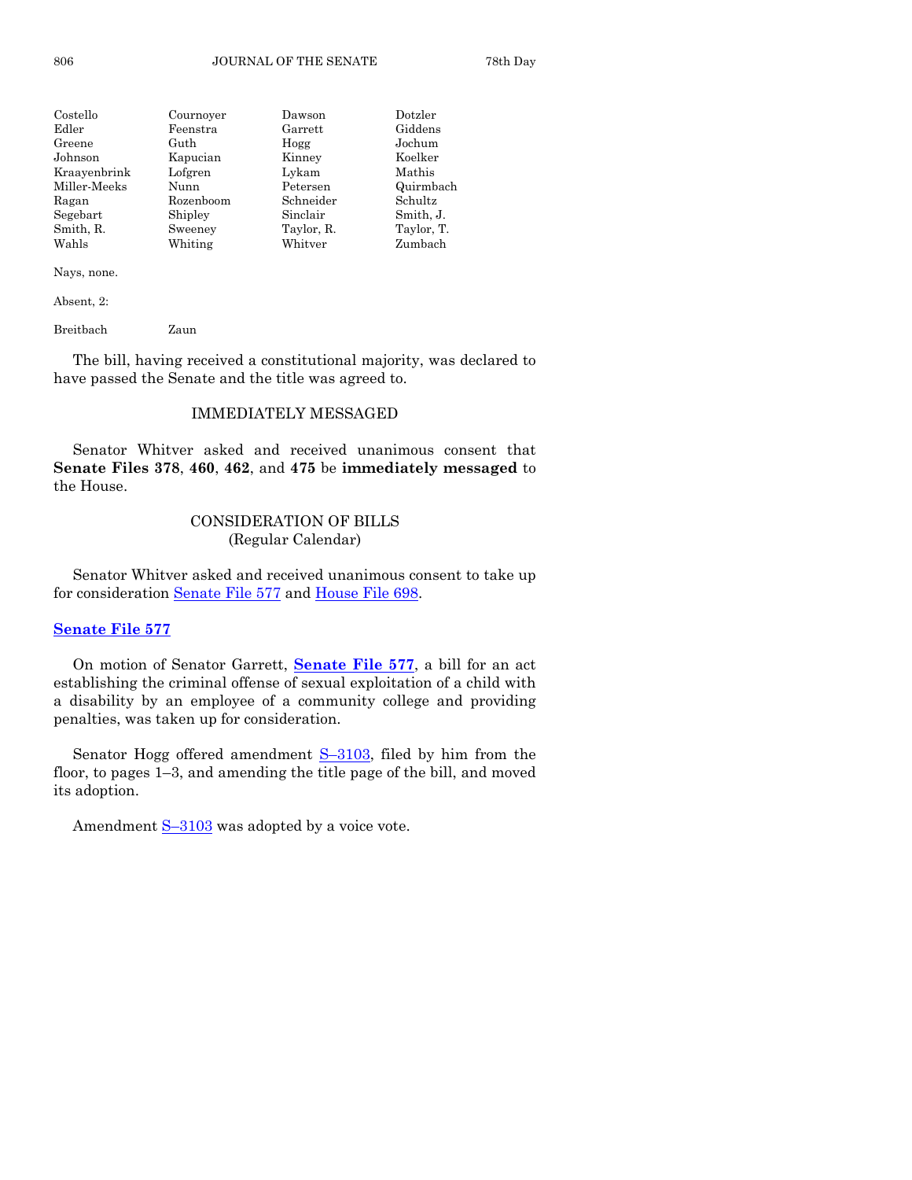| Costello | Cournoyer | Dawson | Dotzler |
|---|---|---|---|
| Edler | Feenstra | Garrett | Giddens |
| Greene | Guth | Hogg | Jochum |
| Johnson | Kapucian | Kinney | Koelker |
| Kraayenbrink | Lofgren | Lykam | Mathis |
| Miller-Meeks | Nunn | Petersen | Quirmbach |
| Ragan | Rozenboom | Schneider | Schultz |
| Segebart | Shipley | Sinclair | Smith, J. |
| Smith, R. | Sweeney | Taylor, R. | Taylor, T. |
| Wahls | Whiting | Whitver | Zumbach |

Nays, none.

Absent, 2:

Breitbach Zaun

The bill, having received a constitutional majority, was declared to have passed the Senate and the title was agreed to.

## IMMEDIATELY MESSAGED

Senator Whitver asked and received unanimous consent that **Senate Files 378**, **460**, **462**, and **475** be **immediately messaged** to the House.

## CONSIDERATION OF BILLS
(Regular Calendar)

Senator Whitver asked and received unanimous consent to take up for consideration Senate File 577 and House File 698.

### Senate File 577

On motion of Senator Garrett, **Senate File 577**, a bill for an act establishing the criminal offense of sexual exploitation of a child with a disability by an employee of a community college and providing penalties, was taken up for consideration.

Senator Hogg offered amendment S–3103, filed by him from the floor, to pages 1–3, and amending the title page of the bill, and moved its adoption.

Amendment S–3103 was adopted by a voice vote.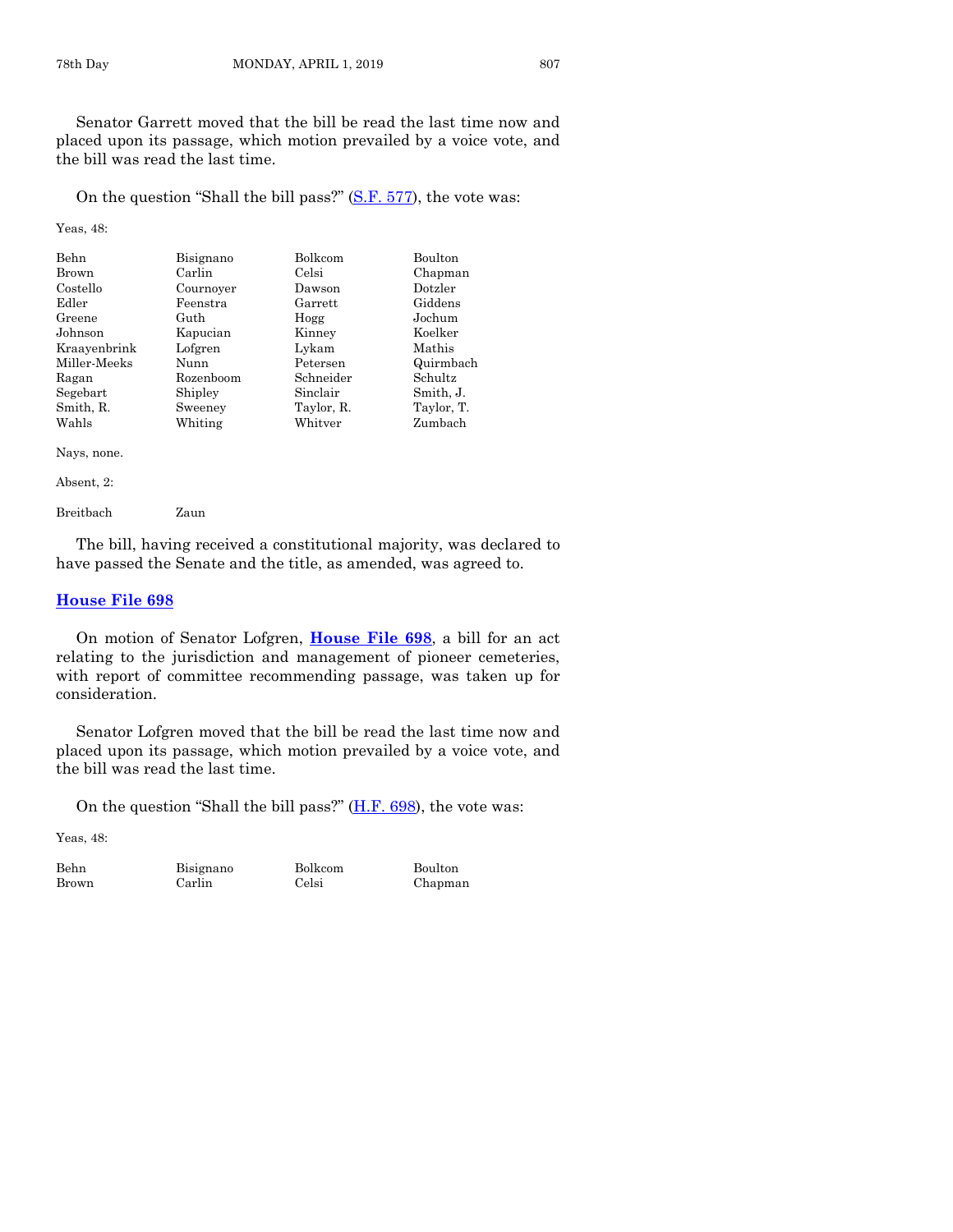Senator Garrett moved that the bill be read the last time now and placed upon its passage, which motion prevailed by a voice vote, and the bill was read the last time.

On the question "Shall the bill pass?" (S.F. 577), the vote was:

Yeas, 48:

| | | | |
|---|---|---|---|
| Behn | Bisignano | Bolkcom | Boulton |
| Brown | Carlin | Celsi | Chapman |
| Costello | Cournoyer | Dawson | Dotzler |
| Edler | Feenstra | Garrett | Giddens |
| Greene | Guth | Hogg | Jochum |
| Johnson | Kapucian | Kinney | Koelker |
| Kraayenbrink | Lofgren | Lykam | Mathis |
| Miller-Meeks | Nunn | Petersen | Quirmbach |
| Ragan | Rozenboom | Schneider | Schultz |
| Segebart | Shipley | Sinclair | Smith, J. |
| Smith, R. | Sweeney | Taylor, R. | Taylor, T. |
| Wahls | Whiting | Whitver | Zumbach |

Nays, none.

Absent, 2:

| | |
|---|---|
| Breitbach | Zaun |

The bill, having received a constitutional majority, was declared to have passed the Senate and the title, as amended, was agreed to.

## House File 698

On motion of Senator Lofgren, **House File 698**, a bill for an act relating to the jurisdiction and management of pioneer cemeteries, with report of committee recommending passage, was taken up for consideration.

Senator Lofgren moved that the bill be read the last time now and placed upon its passage, which motion prevailed by a voice vote, and the bill was read the last time.

On the question "Shall the bill pass?" (H.F. 698), the vote was:

Yeas, 48:

| | | | |
|---|---|---|---|
| Behn | Bisignano | Bolkcom | Boulton |
| Brown | Carlin | Celsi | Chapman |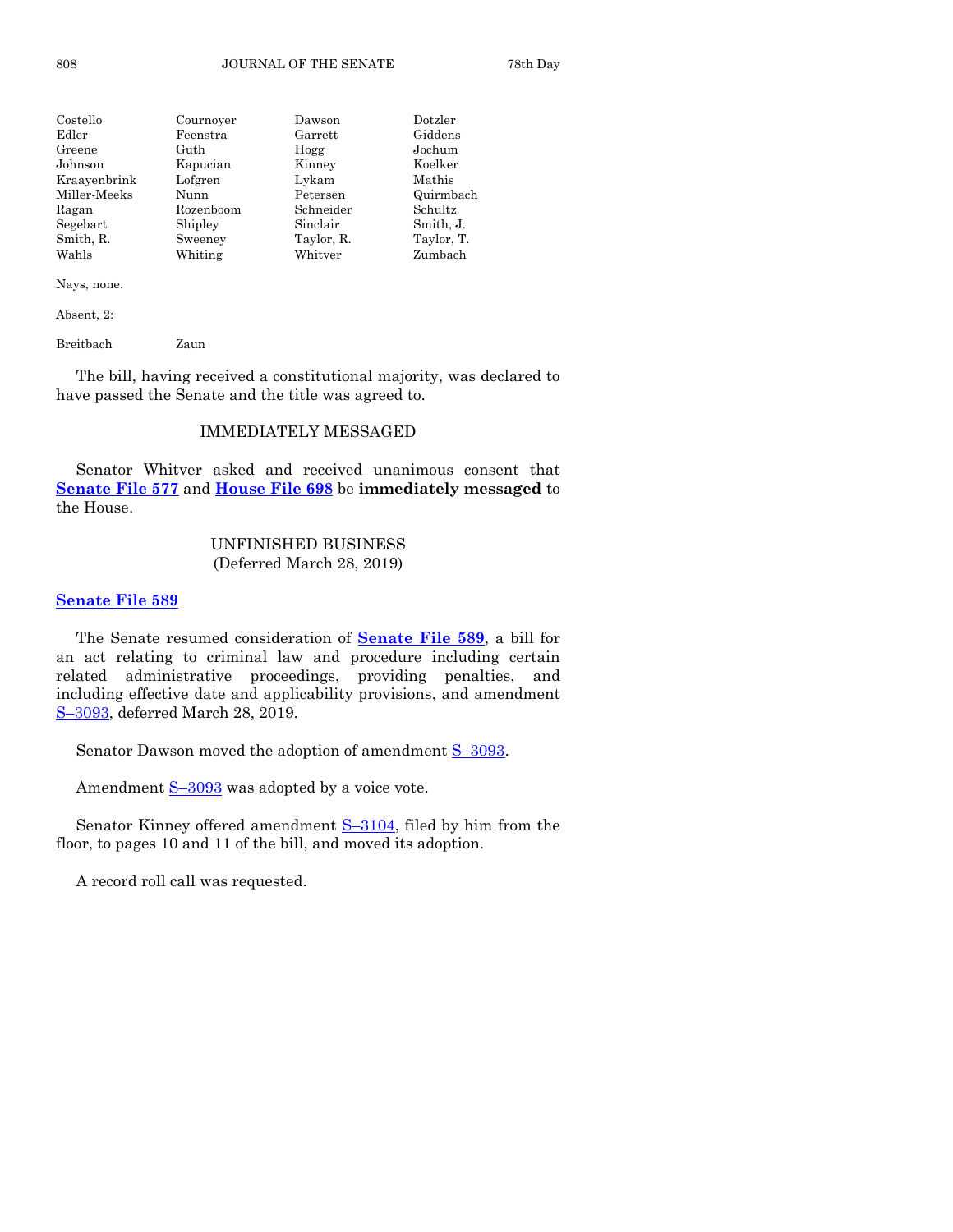| | | | |
|---|---|---|---|
| Costello | Cournoyer | Dawson | Dotzler |
| Edler | Feenstra | Garrett | Giddens |
| Greene | Guth | Hogg | Jochum |
| Johnson | Kapucian | Kinney | Koelker |
| Kraayenbrink | Lofgren | Lykam | Mathis |
| Miller-Meeks | Nunn | Petersen | Quirmbach |
| Ragan | Rozenboom | Schneider | Schultz |
| Segebart | Shipley | Sinclair | Smith, J. |
| Smith, R. | Sweeney | Taylor, R. | Taylor, T. |
| Wahls | Whiting | Whitver | Zumbach |

Nays, none.

Absent, 2:

Breitbach Zaun

The bill, having received a constitutional majority, was declared to have passed the Senate and the title was agreed to.

## IMMEDIATELY MESSAGED

Senator Whitver asked and received unanimous consent that **Senate File 577** and **House File 698** be **immediately messaged** to the House.

## UNFINISHED BUSINESS
(Deferred March 28, 2019)

**Senate File 589**

The Senate resumed consideration of **Senate File 589**, a bill for an act relating to criminal law and procedure including certain related administrative proceedings, providing penalties, and including effective date and applicability provisions, and amendment S–3093, deferred March 28, 2019.

Senator Dawson moved the adoption of amendment S–3093.

Amendment S–3093 was adopted by a voice vote.

Senator Kinney offered amendment S–3104, filed by him from the floor, to pages 10 and 11 of the bill, and moved its adoption.

A record roll call was requested.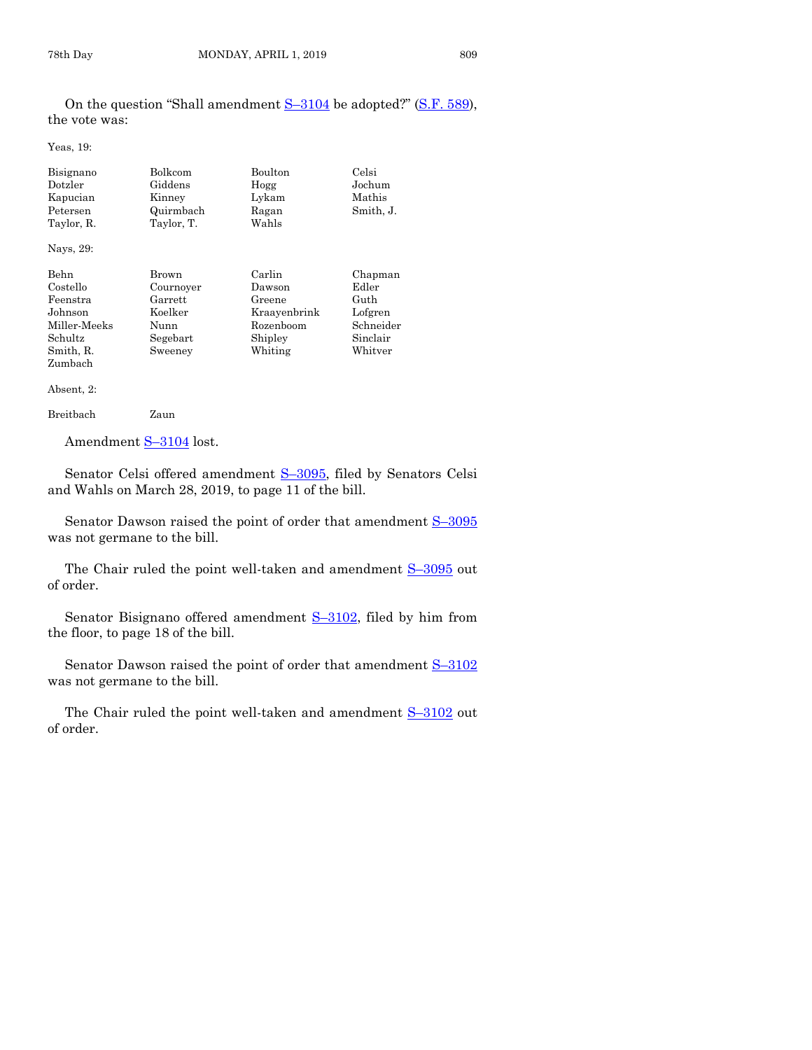On the question "Shall amendment S–3104 be adopted?" (S.F. 589), the vote was:

Yeas, 19:

| | | | |
|---|---|---|---|
| Bisignano | Bolkcom | Boulton | Celsi |
| Dotzler | Giddens | Hogg | Jochum |
| Kapucian | Kinney | Lykam | Mathis |
| Petersen | Quirmbach | Ragan | Smith, J. |
| Taylor, R. | Taylor, T. | Wahls | |

Nays, 29:

| | | | |
|---|---|---|---|
| Behn | Brown | Carlin | Chapman |
| Costello | Cournoyer | Dawson | Edler |
| Feenstra | Garrett | Greene | Guth |
| Johnson | Koelker | Kraayenbrink | Lofgren |
| Miller-Meeks | Nunn | Rozenboom | Schneider |
| Schultz | Segebart | Shipley | Sinclair |
| Smith, R. | Sweeney | Whiting | Whitver |
| Zumbach | | | |

Absent, 2:

| | |
|---|---|
| Breitbach | Zaun |

Amendment S–3104 lost.

Senator Celsi offered amendment S–3095, filed by Senators Celsi and Wahls on March 28, 2019, to page 11 of the bill.

Senator Dawson raised the point of order that amendment S–3095 was not germane to the bill.

The Chair ruled the point well-taken and amendment S–3095 out of order.

Senator Bisignano offered amendment S–3102, filed by him from the floor, to page 18 of the bill.

Senator Dawson raised the point of order that amendment S–3102 was not germane to the bill.

The Chair ruled the point well-taken and amendment S–3102 out of order.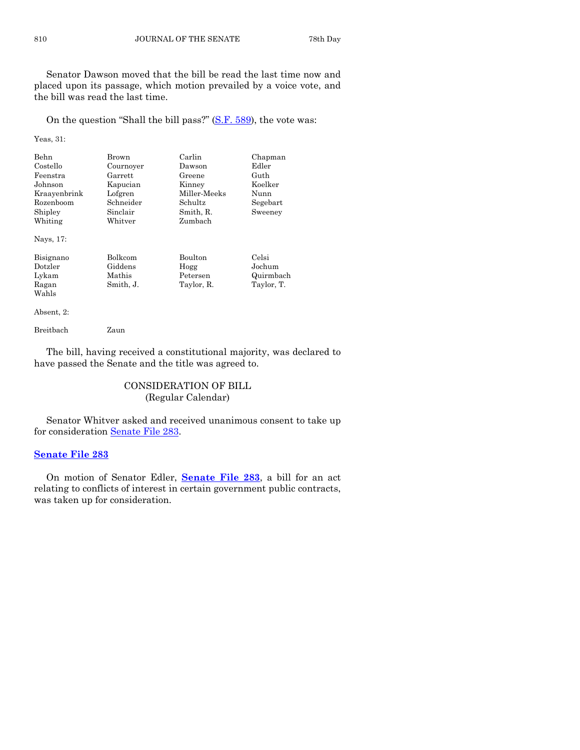Senator Dawson moved that the bill be read the last time now and placed upon its passage, which motion prevailed by a voice vote, and the bill was read the last time.

On the question "Shall the bill pass?" (S.F. 589), the vote was:

Yeas, 31:

| | | | |
|---|---|---|---|
| Behn | Brown | Carlin | Chapman |
| Costello | Cournoyer | Dawson | Edler |
| Feenstra | Garrett | Greene | Guth |
| Johnson | Kapucian | Kinney | Koelker |
| Kraayenbrink | Lofgren | Miller-Meeks | Nunn |
| Rozenboom | Schneider | Schultz | Segebart |
| Shipley | Sinclair | Smith, R. | Sweeney |
| Whiting | Whitver | Zumbach | |

Nays, 17:

| | | | |
|---|---|---|---|
| Bisignano | Bolkcom | Boulton | Celsi |
| Dotzler | Giddens | Hogg | Jochum |
| Lykam | Mathis | Petersen | Quirmbach |
| Ragan | Smith, J. | Taylor, R. | Taylor, T. |
| Wahls | | | |

Absent, 2:

| | |
|---|---|
| Breitbach | Zaun |

The bill, having received a constitutional majority, was declared to have passed the Senate and the title was agreed to.

## CONSIDERATION OF BILL
(Regular Calendar)

Senator Whitver asked and received unanimous consent to take up for consideration Senate File 283.

**Senate File 283**

On motion of Senator Edler, **Senate File 283**, a bill for an act relating to conflicts of interest in certain government public contracts, was taken up for consideration.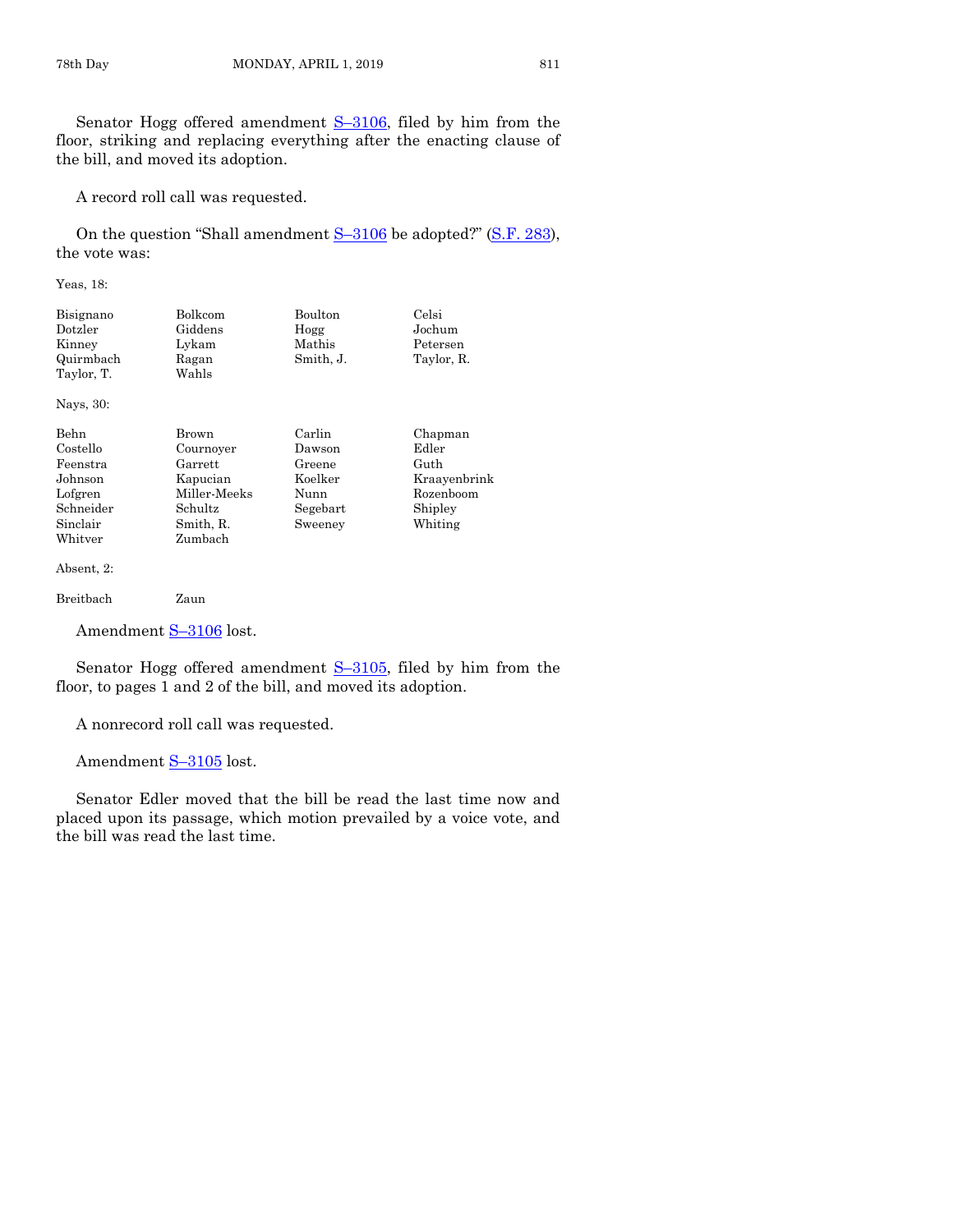Senator Hogg offered amendment S–3106, filed by him from the floor, striking and replacing everything after the enacting clause of the bill, and moved its adoption.

A record roll call was requested.

On the question "Shall amendment S–3106 be adopted?" (S.F. 283), the vote was:

Yeas, 18:

| | | | |
|---|---|---|---|
| Bisignano | Bolkcom | Boulton | Celsi |
| Dotzler | Giddens | Hogg | Jochum |
| Kinney | Lykam | Mathis | Petersen |
| Quirmbach | Ragan | Smith, J. | Taylor, R. |
| Taylor, T. | Wahls | | |

Nays, 30:

| | | | |
|---|---|---|---|
| Behn | Brown | Carlin | Chapman |
| Costello | Cournoyer | Dawson | Edler |
| Feenstra | Garrett | Greene | Guth |
| Johnson | Kapucian | Koelker | Kraayenbrink |
| Lofgren | Miller-Meeks | Nunn | Rozenboom |
| Schneider | Schultz | Segebart | Shipley |
| Sinclair | Smith, R. | Sweeney | Whiting |
| Whitver | Zumbach | | |

Absent, 2:

| | |
|---|---|
| Breitbach | Zaun |

Amendment S–3106 lost.

Senator Hogg offered amendment S–3105, filed by him from the floor, to pages 1 and 2 of the bill, and moved its adoption.

A nonrecord roll call was requested.

Amendment S–3105 lost.

Senator Edler moved that the bill be read the last time now and placed upon its passage, which motion prevailed by a voice vote, and the bill was read the last time.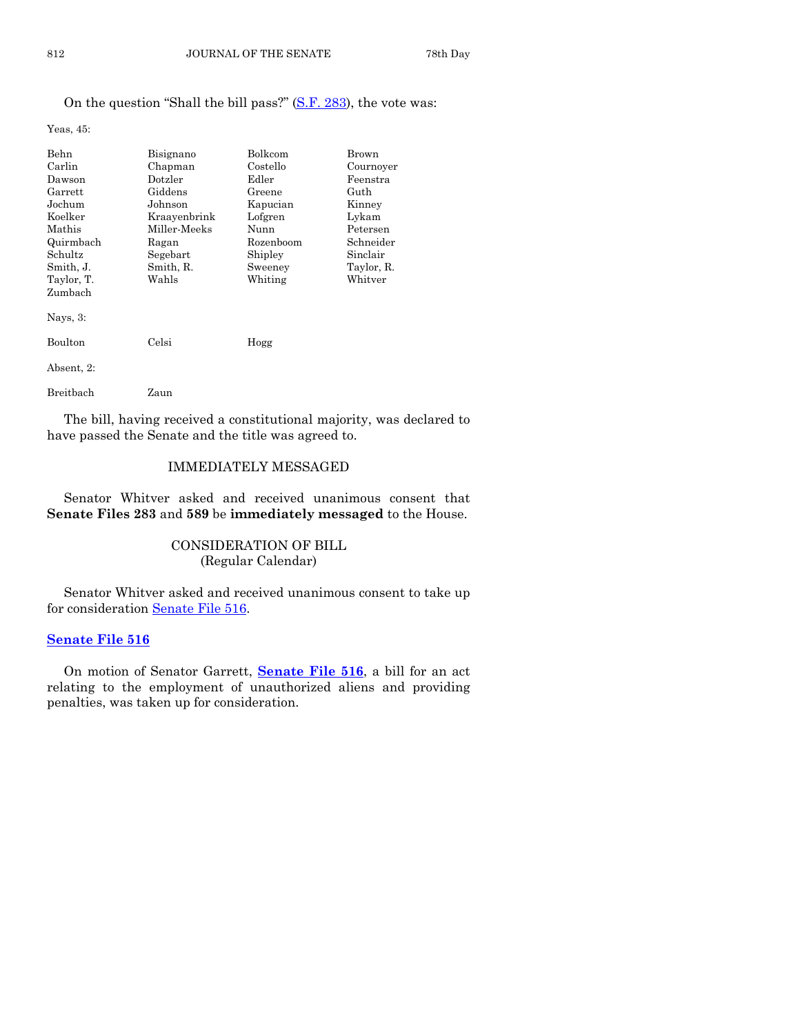On the question "Shall the bill pass?" (S.F. 283), the vote was:

Yeas, 45:

| | | | |
|---|---|---|---|
| Behn | Bisignano | Bolkcom | Brown |
| Carlin | Chapman | Costello | Cournoyer |
| Dawson | Dotzler | Edler | Feenstra |
| Garrett | Giddens | Greene | Guth |
| Jochum | Johnson | Kapucian | Kinney |
| Koelker | Kraayenbrink | Lofgren | Lykam |
| Mathis | Miller-Meeks | Nunn | Petersen |
| Quirmbach | Ragan | Rozenboom | Schneider |
| Schultz | Segebart | Shipley | Sinclair |
| Smith, J. | Smith, R. | Sweeney | Taylor, R. |
| Taylor, T. | Wahls | Whiting | Whitver |
| Zumbach | | | |

Nays, 3:

| | | |
|---|---|---|
| Boulton | Celsi | Hogg |

Absent, 2:

| | |
|---|---|
| Breitbach | Zaun |

The bill, having received a constitutional majority, was declared to have passed the Senate and the title was agreed to.

## IMMEDIATELY MESSAGED

Senator Whitver asked and received unanimous consent that **Senate Files 283** and **589** be **immediately messaged** to the House.

## CONSIDERATION OF BILL
(Regular Calendar)

Senator Whitver asked and received unanimous consent to take up for consideration Senate File 516.

### Senate File 516

On motion of Senator Garrett, **Senate File 516**, a bill for an act relating to the employment of unauthorized aliens and providing penalties, was taken up for consideration.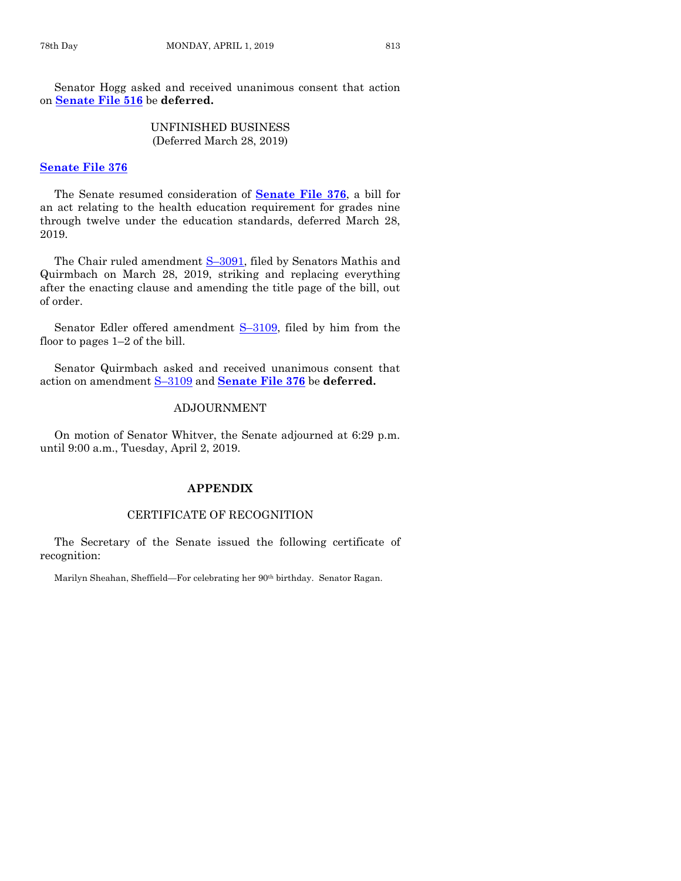Senator Hogg asked and received unanimous consent that action on **Senate File 516** be **deferred.**

UNFINISHED BUSINESS
(Deferred March 28, 2019)

**Senate File 376**

The Senate resumed consideration of **Senate File 376**, a bill for an act relating to the health education requirement for grades nine through twelve under the education standards, deferred March 28, 2019.

The Chair ruled amendment S–3091, filed by Senators Mathis and Quirmbach on March 28, 2019, striking and replacing everything after the enacting clause and amending the title page of the bill, out of order.

Senator Edler offered amendment S–3109, filed by him from the floor to pages 1–2 of the bill.

Senator Quirmbach asked and received unanimous consent that action on amendment S–3109 and **Senate File 376** be **deferred.**

ADJOURNMENT

On motion of Senator Whitver, the Senate adjourned at 6:29 p.m. until 9:00 a.m., Tuesday, April 2, 2019.

## APPENDIX

CERTIFICATE OF RECOGNITION

The Secretary of the Senate issued the following certificate of recognition:

Marilyn Sheahan, Sheffield—For celebrating her 90th birthday. Senator Ragan.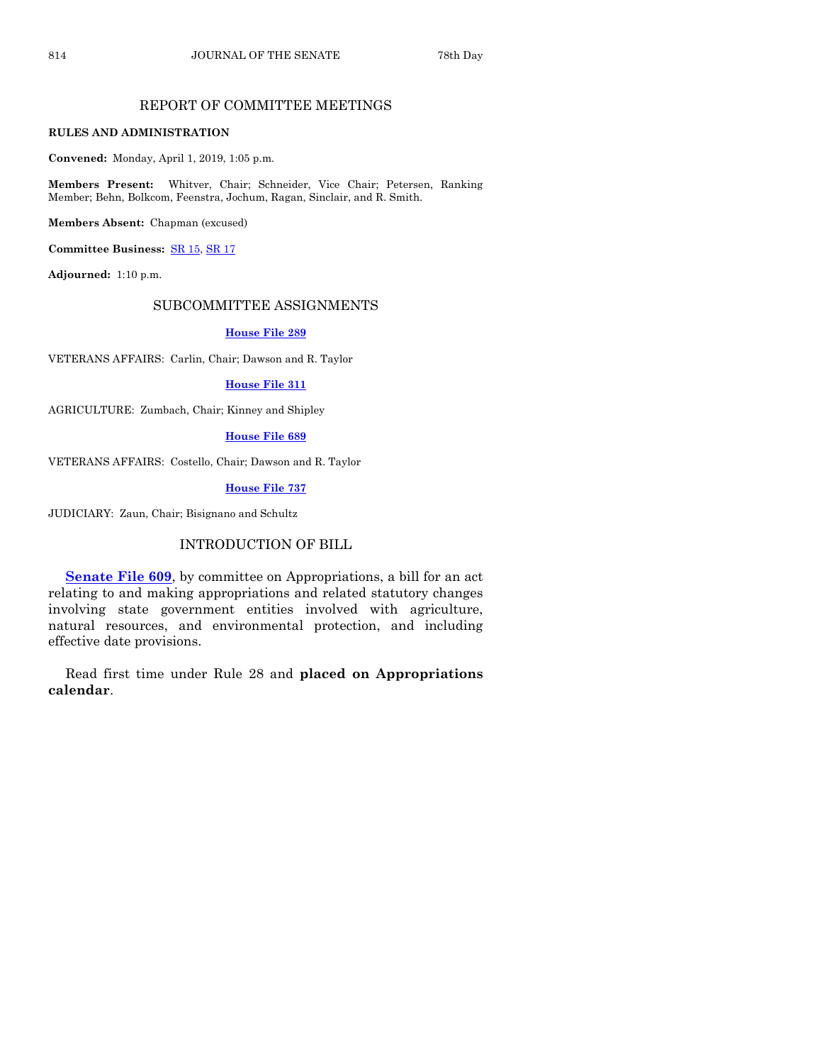## REPORT OF COMMITTEE MEETINGS

**RULES AND ADMINISTRATION**

**Convened:** Monday, April 1, 2019, 1:05 p.m.

**Members Present:** Whitver, Chair; Schneider, Vice Chair; Petersen, Ranking Member; Behn, Bolkcom, Feenstra, Jochum, Ragan, Sinclair, and R. Smith.

**Members Absent:** Chapman (excused)

**Committee Business:** SR 15, SR 17

**Adjourned:** 1:10 p.m.

## SUBCOMMITTEE ASSIGNMENTS

**House File 289**

VETERANS AFFAIRS: Carlin, Chair; Dawson and R. Taylor

**House File 311**

AGRICULTURE: Zumbach, Chair; Kinney and Shipley

**House File 689**

VETERANS AFFAIRS: Costello, Chair; Dawson and R. Taylor

**House File 737**

JUDICIARY: Zaun, Chair; Bisignano and Schultz

## INTRODUCTION OF BILL

**Senate File 609**, by committee on Appropriations, a bill for an act relating to and making appropriations and related statutory changes involving state government entities involved with agriculture, natural resources, and environmental protection, and including effective date provisions.

Read first time under Rule 28 and **placed on Appropriations calendar**.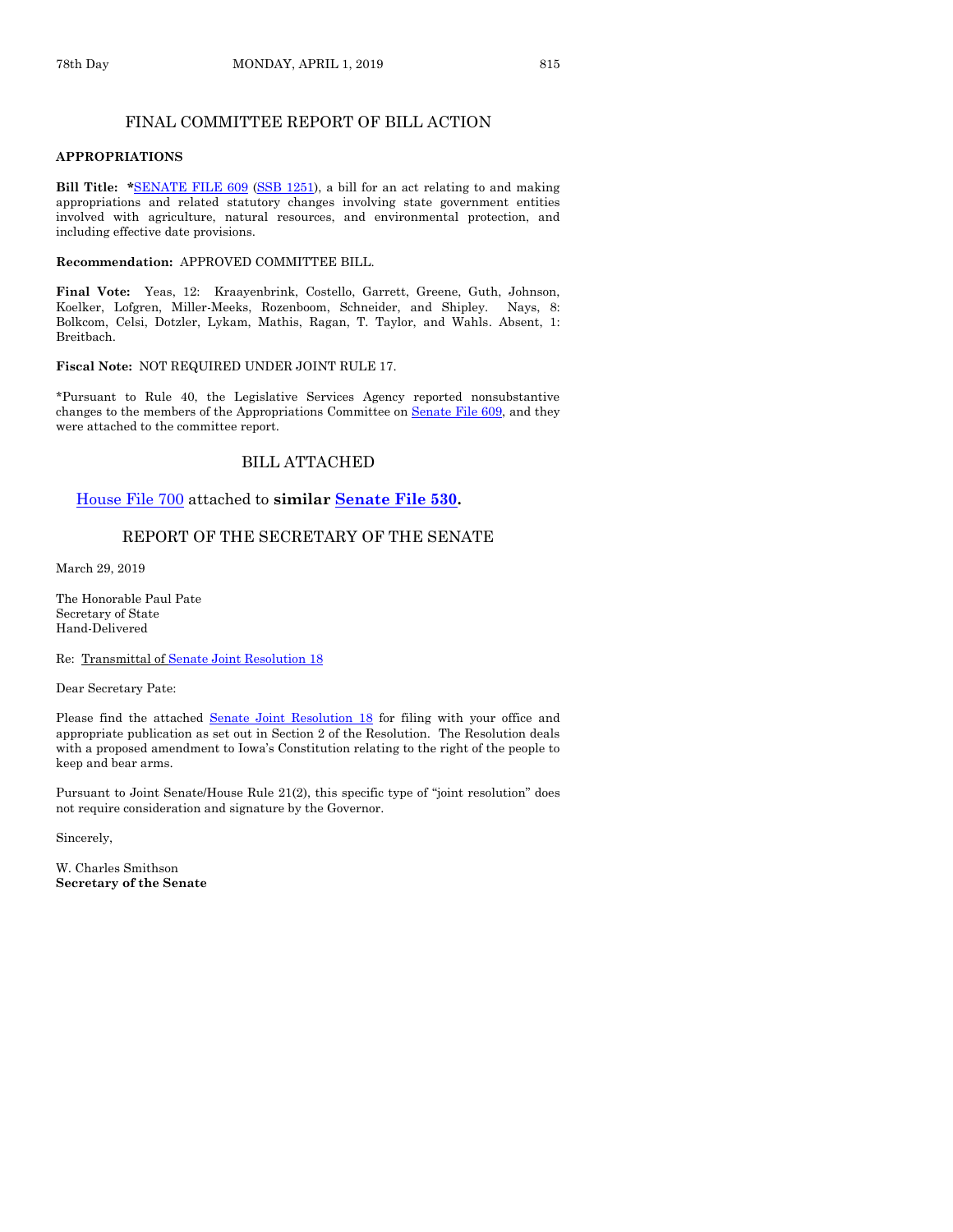## FINAL COMMITTEE REPORT OF BILL ACTION

**APPROPRIATIONS**

**Bill Title:** *SENATE FILE 609 (SSB 1251), a bill for an act relating to and making appropriations and related statutory changes involving state government entities involved with agriculture, natural resources, and environmental protection, and including effective date provisions.

**Recommendation:** APPROVED COMMITTEE BILL.

**Final Vote:** Yeas, 12: Kraayenbrink, Costello, Garrett, Greene, Guth, Johnson, Koelker, Lofgren, Miller-Meeks, Rozenboom, Schneider, and Shipley. Nays, 8: Bolkcom, Celsi, Dotzler, Lykam, Mathis, Ragan, T. Taylor, and Wahls. Absent, 1: Breitbach.

**Fiscal Note:** NOT REQUIRED UNDER JOINT RULE 17.

*Pursuant to Rule 40, the Legislative Services Agency reported nonsubstantive changes to the members of the Appropriations Committee on Senate File 609, and they were attached to the committee report.

## BILL ATTACHED

House File 700 attached to **similar Senate File 530.**

## REPORT OF THE SECRETARY OF THE SENATE

March 29, 2019

The Honorable Paul Pate
Secretary of State
Hand-Delivered

Re: Transmittal of Senate Joint Resolution 18

Dear Secretary Pate:

Please find the attached Senate Joint Resolution 18 for filing with your office and appropriate publication as set out in Section 2 of the Resolution. The Resolution deals with a proposed amendment to Iowa's Constitution relating to the right of the people to keep and bear arms.

Pursuant to Joint Senate/House Rule 21(2), this specific type of "joint resolution" does not require consideration and signature by the Governor.

Sincerely,

W. Charles Smithson
**Secretary of the Senate**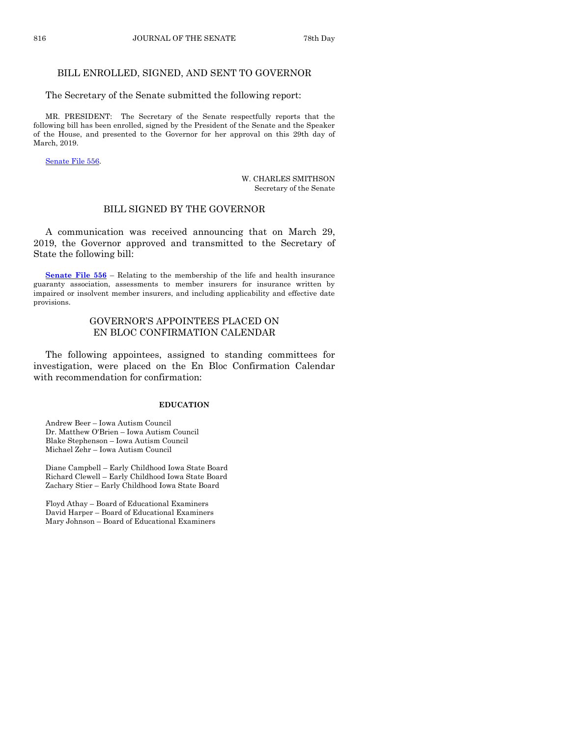## BILL ENROLLED, SIGNED, AND SENT TO GOVERNOR

The Secretary of the Senate submitted the following report:

MR. PRESIDENT: The Secretary of the Senate respectfully reports that the following bill has been enrolled, signed by the President of the Senate and the Speaker of the House, and presented to the Governor for her approval on this 29th day of March, 2019.

Senate File 556.

W. CHARLES SMITHSON
Secretary of the Senate

## BILL SIGNED BY THE GOVERNOR

A communication was received announcing that on March 29, 2019, the Governor approved and transmitted to the Secretary of State the following bill:

**Senate File 556** – Relating to the membership of the life and health insurance guaranty association, assessments to member insurers for insurance written by impaired or insolvent member insurers, and including applicability and effective date provisions.

## GOVERNOR'S APPOINTEES PLACED ON EN BLOC CONFIRMATION CALENDAR

The following appointees, assigned to standing committees for investigation, were placed on the En Bloc Confirmation Calendar with recommendation for confirmation:

**EDUCATION**

Andrew Beer – Iowa Autism Council
Dr. Matthew O'Brien – Iowa Autism Council
Blake Stephenson – Iowa Autism Council
Michael Zehr – Iowa Autism Council

Diane Campbell – Early Childhood Iowa State Board
Richard Clewell – Early Childhood Iowa State Board
Zachary Stier – Early Childhood Iowa State Board

Floyd Athay – Board of Educational Examiners
David Harper – Board of Educational Examiners
Mary Johnson – Board of Educational Examiners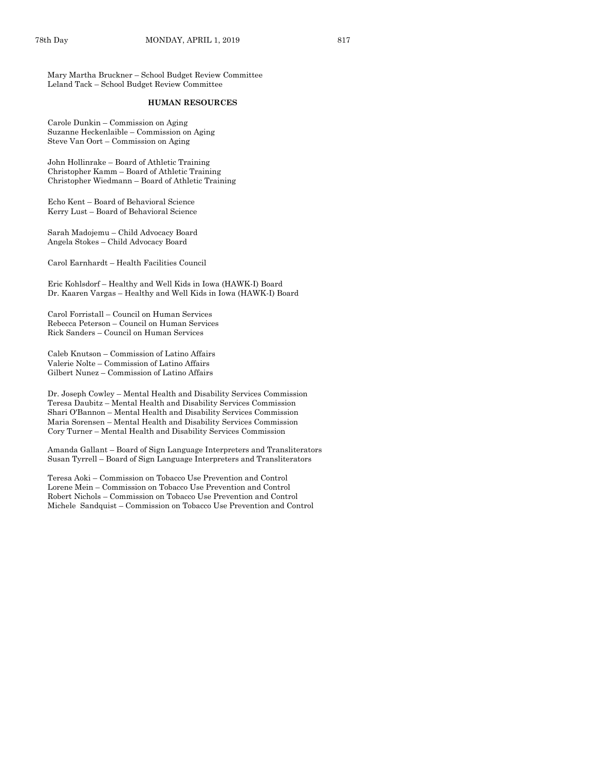Mary Martha Bruckner – School Budget Review Committee
Leland Tack – School Budget Review Committee

### HUMAN RESOURCES

Carole Dunkin – Commission on Aging
Suzanne Heckenlaible – Commission on Aging
Steve Van Oort – Commission on Aging

John Hollinrake – Board of Athletic Training
Christopher Kamm – Board of Athletic Training
Christopher Wiedmann – Board of Athletic Training

Echo Kent – Board of Behavioral Science
Kerry Lust – Board of Behavioral Science

Sarah Madojemu – Child Advocacy Board
Angela Stokes – Child Advocacy Board

Carol Earnhardt – Health Facilities Council

Eric Kohlsdorf – Healthy and Well Kids in Iowa (HAWK-I) Board
Dr. Kaaren Vargas – Healthy and Well Kids in Iowa (HAWK-I) Board

Carol Forristall – Council on Human Services
Rebecca Peterson – Council on Human Services
Rick Sanders – Council on Human Services

Caleb Knutson – Commission of Latino Affairs
Valerie Nolte – Commission of Latino Affairs
Gilbert Nunez – Commission of Latino Affairs

Dr. Joseph Cowley – Mental Health and Disability Services Commission
Teresa Daubitz – Mental Health and Disability Services Commission
Shari O'Bannon – Mental Health and Disability Services Commission
Maria Sorensen – Mental Health and Disability Services Commission
Cory Turner – Mental Health and Disability Services Commission

Amanda Gallant – Board of Sign Language Interpreters and Transliterators
Susan Tyrrell – Board of Sign Language Interpreters and Transliterators

Teresa Aoki – Commission on Tobacco Use Prevention and Control
Lorene Mein – Commission on Tobacco Use Prevention and Control
Robert Nichols – Commission on Tobacco Use Prevention and Control
Michele Sandquist – Commission on Tobacco Use Prevention and Control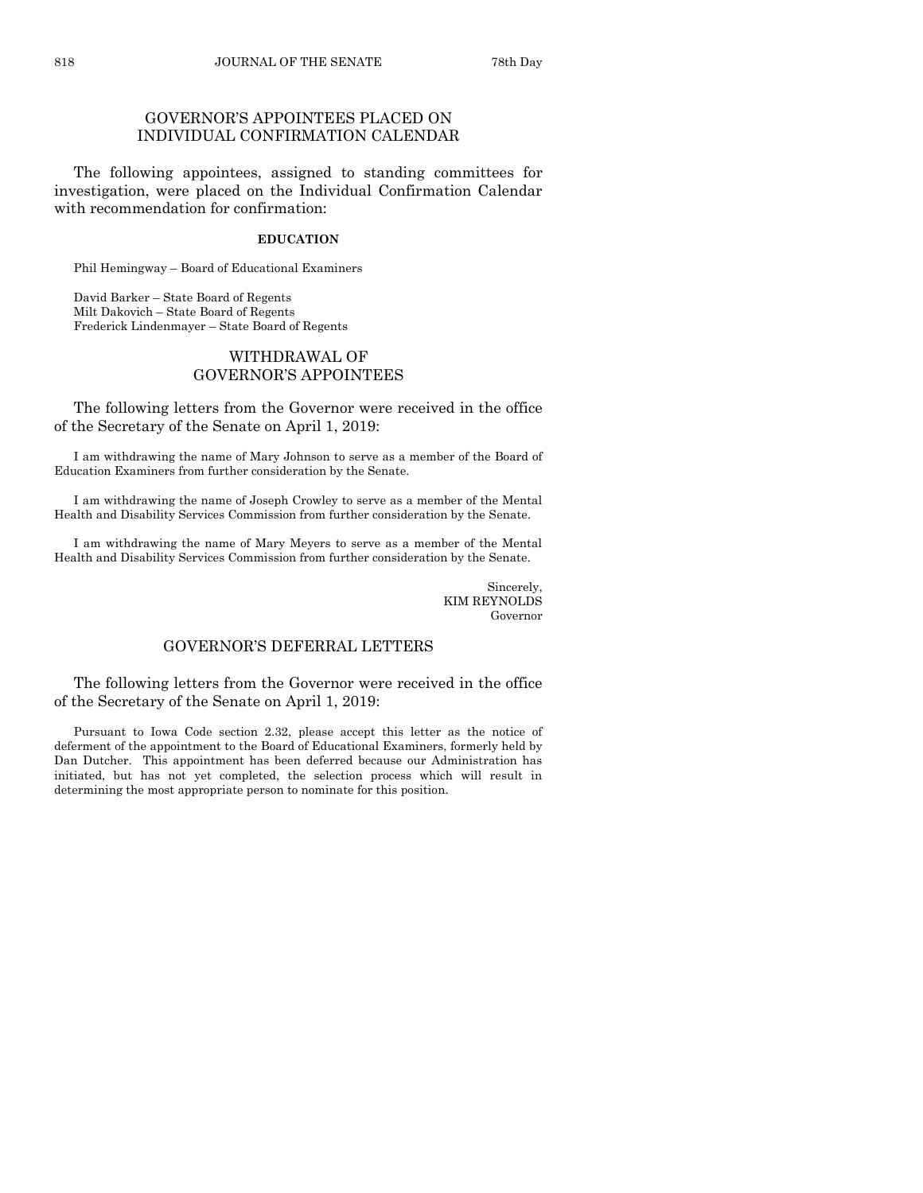## GOVERNOR'S APPOINTEES PLACED ON INDIVIDUAL CONFIRMATION CALENDAR

The following appointees, assigned to standing committees for investigation, were placed on the Individual Confirmation Calendar with recommendation for confirmation:

**EDUCATION**

Phil Hemingway – Board of Educational Examiners

David Barker – State Board of Regents
Milt Dakovich – State Board of Regents
Frederick Lindenmayer – State Board of Regents

## WITHDRAWAL OF GOVERNOR'S APPOINTEES

The following letters from the Governor were received in the office of the Secretary of the Senate on April 1, 2019:

I am withdrawing the name of Mary Johnson to serve as a member of the Board of Education Examiners from further consideration by the Senate.

I am withdrawing the name of Joseph Crowley to serve as a member of the Mental Health and Disability Services Commission from further consideration by the Senate.

I am withdrawing the name of Mary Meyers to serve as a member of the Mental Health and Disability Services Commission from further consideration by the Senate.

Sincerely,
KIM REYNOLDS
Governor

## GOVERNOR'S DEFERRAL LETTERS

The following letters from the Governor were received in the office of the Secretary of the Senate on April 1, 2019:

Pursuant to Iowa Code section 2.32, please accept this letter as the notice of deferment of the appointment to the Board of Educational Examiners, formerly held by Dan Dutcher. This appointment has been deferred because our Administration has initiated, but has not yet completed, the selection process which will result in determining the most appropriate person to nominate for this position.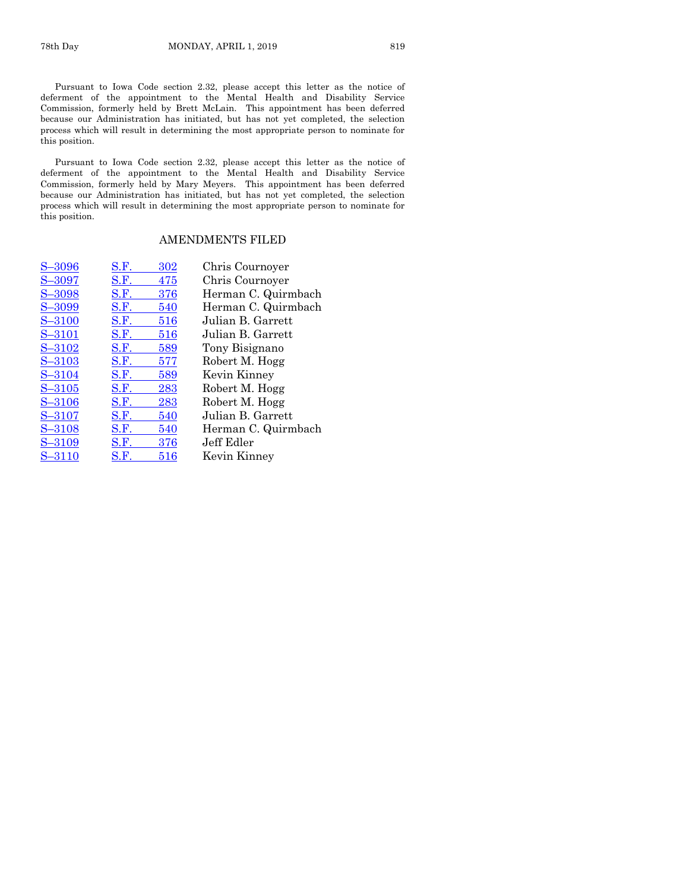Pursuant to Iowa Code section 2.32, please accept this letter as the notice of deferment of the appointment to the Mental Health and Disability Service Commission, formerly held by Brett McLain. This appointment has been deferred because our Administration has initiated, but has not yet completed, the selection process which will result in determining the most appropriate person to nominate for this position.

Pursuant to Iowa Code section 2.32, please accept this letter as the notice of deferment of the appointment to the Mental Health and Disability Service Commission, formerly held by Mary Meyers. This appointment has been deferred because our Administration has initiated, but has not yet completed, the selection process which will result in determining the most appropriate person to nominate for this position.

## AMENDMENTS FILED

| | | |
|---|---|---|
| S–3096 | S.F. 302 | Chris Cournoyer |
| S–3097 | S.F. 475 | Chris Cournoyer |
| S–3098 | S.F. 376 | Herman C. Quirmbach |
| S–3099 | S.F. 540 | Herman C. Quirmbach |
| S–3100 | S.F. 516 | Julian B. Garrett |
| S–3101 | S.F. 516 | Julian B. Garrett |
| S–3102 | S.F. 589 | Tony Bisignano |
| S–3103 | S.F. 577 | Robert M. Hogg |
| S–3104 | S.F. 589 | Kevin Kinney |
| S–3105 | S.F. 283 | Robert M. Hogg |
| S–3106 | S.F. 283 | Robert M. Hogg |
| S–3107 | S.F. 540 | Julian B. Garrett |
| S–3108 | S.F. 540 | Herman C. Quirmbach |
| S–3109 | S.F. 376 | Jeff Edler |
| S–3110 | S.F. 516 | Kevin Kinney |